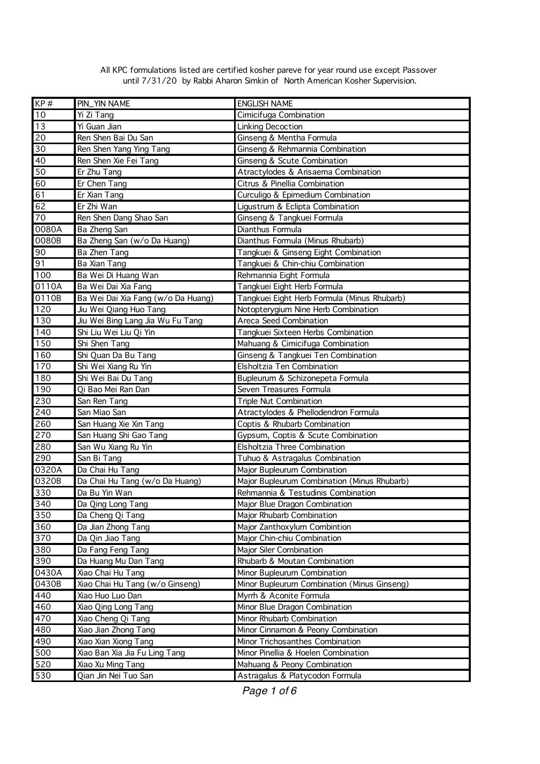All KPC formulations listed are certified kosher pareve for year round use except Passover until 7/31/20 by Rabbi Aharon Simkin of North American Kosher Supervision.

| KP # | PIN_YIN NAME | ENGLISH NAME |
|---|---|---|
| 10 | Yi Zi Tang | Cimicifuga Combination |
| 13 | Yi Guan Jian | Linking Decoction |
| 20 | Ren Shen Bai Du San | Ginseng & Mentha Formula |
| 30 | Ren Shen Yang Ying Tang | Ginseng & Rehmannia Combination |
| 40 | Ren Shen Xie Fei Tang | Ginseng & Scute Combination |
| 50 | Er Zhu Tang | Atractylodes & Arisaema Combination |
| 60 | Er Chen Tang | Citrus & Pinellia Combination |
| 61 | Er Xian Tang | Curculigo & Epimedium Combination |
| 62 | Er Zhi Wan | Ligustrum & Eclipta Combination |
| 70 | Ren Shen Dang Shao San | Ginseng & Tangkuei Formula |
| 0080A | Ba Zheng San | Dianthus Formula |
| 0080B | Ba Zheng San (w/o Da Huang) | Dianthus Formula (Minus Rhubarb) |
| 90 | Ba Zhen Tang | Tangkuei & Ginseng Eight Combination |
| 91 | Ba Xian Tang | Tangkuei & Chin-chiu Combination |
| 100 | Ba Wei Di Huang Wan | Rehmannia Eight Formula |
| 0110A | Ba Wei Dai Xia Fang | Tangkuei Eight Herb Formula |
| 0110B | Ba Wei Dai Xia Fang (w/o Da Huang) | Tangkuei Eight Herb Formula (Minus Rhubarb) |
| 120 | Jiu Wei Qiang Huo Tang | Notopterygium Nine Herb Combination |
| 130 | Jiu Wei Bing Lang Jia Wu Fu Tang | Areca Seed Combination |
| 140 | Shi Liu Wei Liu Qi Yin | Tangkuei Sixteen Herbs Combination |
| 150 | Shi Shen Tang | Mahuang & Cimicifuga Combination |
| 160 | Shi Quan Da Bu Tang | Ginseng & Tangkuei Ten Combination |
| 170 | Shi Wei Xiang Ru Yin | Elsholtzia Ten Combination |
| 180 | Shi Wei Bai Du Tang | Bupleurum & Schizonepeta Formula |
| 190 | Qi Bao Mei Ran Dan | Seven Treasures Formula |
| 230 | San Ren Tang | Triple Nut Combination |
| 240 | San Miao San | Atractylodes & Phellodendron Formula |
| 260 | San Huang Xie Xin Tang | Coptis & Rhubarb Combination |
| 270 | San Huang Shi Gao Tang | Gypsum, Coptis & Scute Combination |
| 280 | San Wu Xiang Ru Yin | Elsholtzia Three Combination |
| 290 | San Bi Tang | Tuhuo & Astragalus Combination |
| 0320A | Da Chai Hu Tang | Major Bupleurum Combination |
| 0320B | Da Chai Hu Tang (w/o Da Huang) | Major Bupleurum Combination (Minus Rhubarb) |
| 330 | Da Bu Yin Wan | Rehmannia & Testudinis Combination |
| 340 | Da Qing Long Tang | Major Blue Dragon Combination |
| 350 | Da Cheng Qi Tang | Major Rhubarb Combination |
| 360 | Da Jian Zhong Tang | Major Zanthoxylum Combintion |
| 370 | Da Qin Jiao Tang | Major Chin-chiu Combination |
| 380 | Da Fang Feng Tang | Major Siler Combination |
| 390 | Da Huang Mu Dan Tang | Rhubarb & Moutan Combination |
| 0430A | Xiao Chai Hu Tang | Minor Bupleurum Combination |
| 0430B | Xiao Chai Hu Tang (w/o Ginseng) | Minor Bupleurum Combination (Minus Ginseng) |
| 440 | Xiao Huo Luo Dan | Myrrh & Aconite Formula |
| 460 | Xiao Qing Long Tang | Minor Blue Dragon Combination |
| 470 | Xiao Cheng Qi Tang | Minor Rhubarb Combination |
| 480 | Xiao Jian Zhong Tang | Minor Cinnamon & Peony Combination |
| 490 | Xiao Xian Xiong Tang | Minor Trichosanthes Combination |
| 500 | Xiao Ban Xia Jia Fu Ling Tang | Minor Pinellia & Hoelen Combination |
| 520 | Xiao Xu Ming Tang | Mahuang & Peony Combination |
| 530 | Qian Jin Nei Tuo San | Astragalus & Platycodon Formula |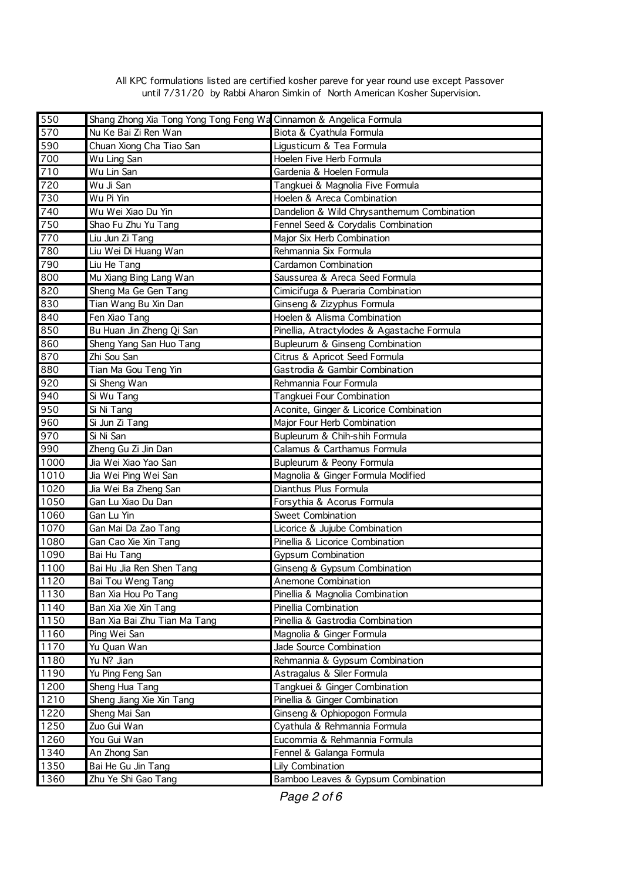All KPC formulations listed are certified kosher pareve for year round use except Passover until 7/31/20 by Rabbi Aharon Simkin of North American Kosher Supervision.

| | | |
|---|---|---|
| 550 | Shang Zhong Xia Tong Yong Tong Feng Wa | Cinnamon & Angelica Formula |
| 570 | Nu Ke Bai Zi Ren Wan | Biota & Cyathula Formula |
| 590 | Chuan Xiong Cha Tiao San | Ligusticum & Tea Formula |
| 700 | Wu Ling San | Hoelen Five Herb Formula |
| 710 | Wu Lin San | Gardenia & Hoelen Formula |
| 720 | Wu Ji San | Tangkuei & Magnolia Five Formula |
| 730 | Wu Pi Yin | Hoelen & Areca Combination |
| 740 | Wu Wei Xiao Du Yin | Dandelion & Wild Chrysanthemum Combination |
| 750 | Shao Fu Zhu Yu Tang | Fennel Seed & Corydalis Combination |
| 770 | Liu Jun Zi Tang | Major Six Herb Combination |
| 780 | Liu Wei Di Huang Wan | Rehmannia Six Formula |
| 790 | Liu He Tang | Cardamon Combination |
| 800 | Mu Xiang Bing Lang Wan | Saussurea & Areca Seed Formula |
| 820 | Sheng Ma Ge Gen Tang | Cimicifuga & Pueraria Combination |
| 830 | Tian Wang Bu Xin Dan | Ginseng & Zizyphus Formula |
| 840 | Fen Xiao Tang | Hoelen & Alisma Combination |
| 850 | Bu Huan Jin Zheng Qi San | Pinellia, Atractylodes & Agastache Formula |
| 860 | Sheng Yang San Huo Tang | Bupleurum & Ginseng Combination |
| 870 | Zhi Sou San | Citrus & Apricot Seed Formula |
| 880 | Tian Ma Gou Teng Yin | Gastrodia & Gambir Combination |
| 920 | Si Sheng Wan | Rehmannia Four Formula |
| 940 | Si Wu Tang | Tangkuei Four Combination |
| 950 | Si Ni Tang | Aconite, Ginger & Licorice Combination |
| 960 | Si Jun Zi Tang | Major Four Herb Combination |
| 970 | Si Ni San | Bupleurum & Chih-shih Formula |
| 990 | Zheng Gu Zi Jin Dan | Calamus & Carthamus Formula |
| 1000 | Jia Wei Xiao Yao San | Bupleurum & Peony Formula |
| 1010 | Jia Wei Ping Wei San | Magnolia & Ginger Formula Modified |
| 1020 | Jia Wei Ba Zheng San | Dianthus Plus Formula |
| 1050 | Gan Lu Xiao Du Dan | Forsythia & Acorus Formula |
| 1060 | Gan Lu Yin | Sweet Combination |
| 1070 | Gan Mai Da Zao Tang | Licorice & Jujube Combination |
| 1080 | Gan Cao Xie Xin Tang | Pinellia & Licorice Combination |
| 1090 | Bai Hu Tang | Gypsum Combination |
| 1100 | Bai Hu Jia Ren Shen Tang | Ginseng & Gypsum Combination |
| 1120 | Bai Tou Weng Tang | Anemone Combination |
| 1130 | Ban Xia Hou Po Tang | Pinellia & Magnolia Combination |
| 1140 | Ban Xia Xie Xin Tang | Pinellia Combination |
| 1150 | Ban Xia Bai Zhu Tian Ma Tang | Pinellia & Gastrodia Combination |
| 1160 | Ping Wei San | Magnolia & Ginger Formula |
| 1170 | Yu Quan Wan | Jade Source Combination |
| 1180 | Yu N? Jian | Rehmannia & Gypsum Combination |
| 1190 | Yu Ping Feng San | Astragalus & Siler Formula |
| 1200 | Sheng Hua Tang | Tangkuei & Ginger Combination |
| 1210 | Sheng Jiang Xie Xin Tang | Pinellia & Ginger Combination |
| 1220 | Sheng Mai San | Ginseng & Ophiopogon Formula |
| 1250 | Zuo Gui Wan | Cyathula & Rehmannia Formula |
| 1260 | You Gui Wan | Eucommia & Rehmannia Formula |
| 1340 | An Zhong San | Fennel & Galanga Formula |
| 1350 | Bai He Gu Jin Tang | Lily Combination |
| 1360 | Zhu Ye Shi Gao Tang | Bamboo Leaves & Gypsum Combination |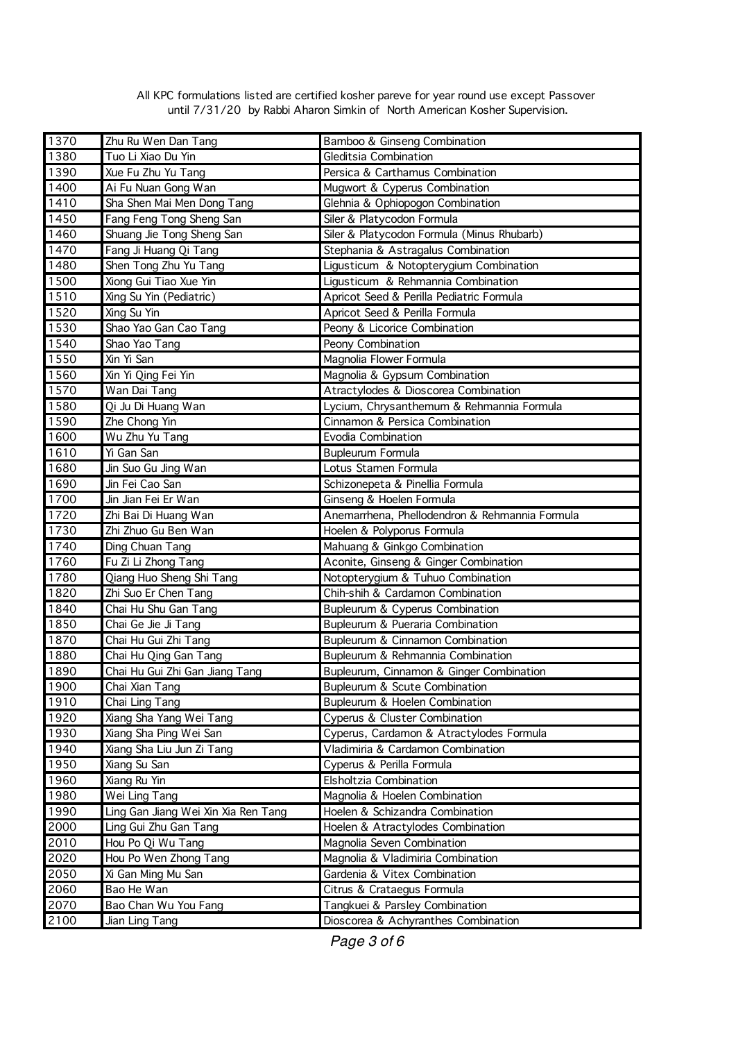All KPC formulations listed are certified kosher pareve for year round use except Passover until 7/31/20 by Rabbi Aharon Simkin of North American Kosher Supervision.

| | | |
|---|---|---|
| 1370 | Zhu Ru Wen Dan Tang | Bamboo & Ginseng Combination |
| 1380 | Tuo Li Xiao Du Yin | Gleditsia Combination |
| 1390 | Xue Fu Zhu Yu Tang | Persica & Carthamus Combination |
| 1400 | Ai Fu Nuan Gong Wan | Mugwort & Cyperus Combination |
| 1410 | Sha Shen Mai Men Dong Tang | Glehnia & Ophiopogon Combination |
| 1450 | Fang Feng Tong Sheng San | Siler & Platycodon Formula |
| 1460 | Shuang Jie Tong Sheng San | Siler & Platycodon Formula (Minus Rhubarb) |
| 1470 | Fang Ji Huang Qi Tang | Stephania & Astragalus Combination |
| 1480 | Shen Tong Zhu Yu Tang | Ligusticum & Notopterygium Combination |
| 1500 | Xiong Gui Tiao Xue Yin | Ligusticum & Rehmannia Combination |
| 1510 | Xing Su Yin (Pediatric) | Apricot Seed & Perilla Pediatric Formula |
| 1520 | Xing Su Yin | Apricot Seed & Perilla Formula |
| 1530 | Shao Yao Gan Cao Tang | Peony & Licorice Combination |
| 1540 | Shao Yao Tang | Peony Combination |
| 1550 | Xin Yi San | Magnolia Flower Formula |
| 1560 | Xin Yi Qing Fei Yin | Magnolia & Gypsum Combination |
| 1570 | Wan Dai Tang | Atractylodes & Dioscorea Combination |
| 1580 | Qi Ju Di Huang Wan | Lycium, Chrysanthemum & Rehmannia Formula |
| 1590 | Zhe Chong Yin | Cinnamon & Persica Combination |
| 1600 | Wu Zhu Yu Tang | Evodia Combination |
| 1610 | Yi Gan San | Bupleurum Formula |
| 1680 | Jin Suo Gu Jing Wan | Lotus Stamen Formula |
| 1690 | Jin Fei Cao San | Schizonepeta & Pinellia Formula |
| 1700 | Jin Jian Fei Er Wan | Ginseng & Hoelen Formula |
| 1720 | Zhi Bai Di Huang Wan | Anemarrhena, Phellodendron & Rehmannia Formula |
| 1730 | Zhi Zhuo Gu Ben Wan | Hoelen & Polyporus Formula |
| 1740 | Ding Chuan Tang | Mahuang & Ginkgo Combination |
| 1760 | Fu Zi Li Zhong Tang | Aconite, Ginseng & Ginger Combination |
| 1780 | Qiang Huo Sheng Shi Tang | Notopterygium & Tuhuo Combination |
| 1820 | Zhi Suo Er Chen Tang | Chih-shih & Cardamon Combination |
| 1840 | Chai Hu Shu Gan Tang | Bupleurum & Cyperus Combination |
| 1850 | Chai Ge Jie Ji Tang | Bupleurum & Pueraria Combination |
| 1870 | Chai Hu Gui Zhi Tang | Bupleurum & Cinnamon Combination |
| 1880 | Chai Hu Qing Gan Tang | Bupleurum & Rehmannia Combination |
| 1890 | Chai Hu Gui Zhi Gan Jiang Tang | Bupleurum, Cinnamon & Ginger Combination |
| 1900 | Chai Xian Tang | Bupleurum & Scute Combination |
| 1910 | Chai Ling Tang | Bupleurum & Hoelen Combination |
| 1920 | Xiang Sha Yang Wei Tang | Cyperus & Cluster Combination |
| 1930 | Xiang Sha Ping Wei San | Cyperus, Cardamon & Atractylodes Formula |
| 1940 | Xiang Sha Liu Jun Zi Tang | Vladimiria & Cardamon Combination |
| 1950 | Xiang Su San | Cyperus & Perilla Formula |
| 1960 | Xiang Ru Yin | Elsholtzia Combination |
| 1980 | Wei Ling Tang | Magnolia & Hoelen Combination |
| 1990 | Ling Gan Jiang Wei Xin Xia Ren Tang | Hoelen & Schizandra Combination |
| 2000 | Ling Gui Zhu Gan Tang | Hoelen & Atractylodes Combination |
| 2010 | Hou Po Qi Wu Tang | Magnolia Seven Combination |
| 2020 | Hou Po Wen Zhong Tang | Magnolia & Vladimiria Combination |
| 2050 | Xi Gan Ming Mu San | Gardenia & Vitex Combination |
| 2060 | Bao He Wan | Citrus & Crataegus Formula |
| 2070 | Bao Chan Wu You Fang | Tangkuei & Parsley Combination |
| 2100 | Jian Ling Tang | Dioscorea & Achyranthes Combination |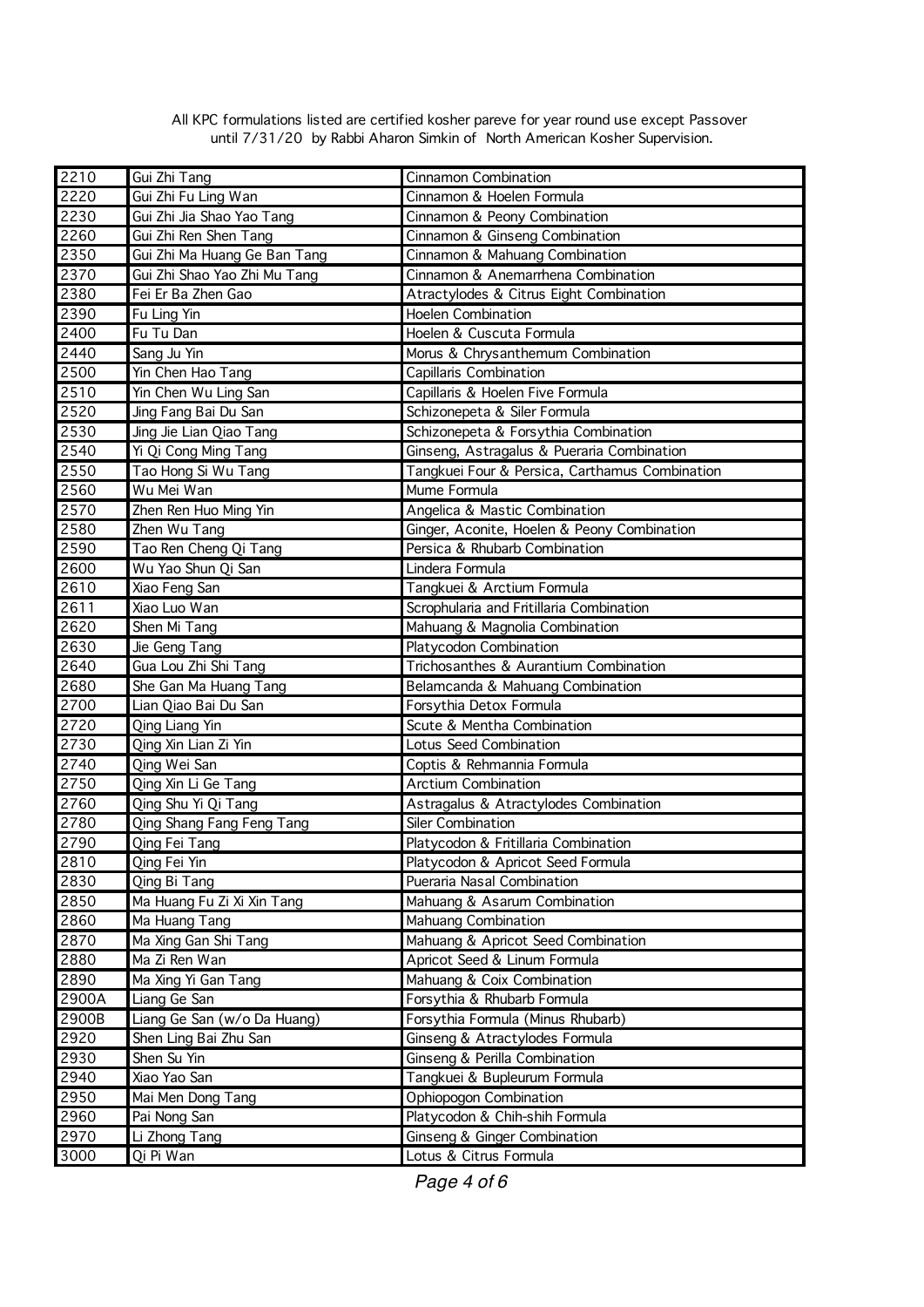All KPC formulations listed are certified kosher pareve for year round use except Passover until 7/31/20 by Rabbi Aharon Simkin of North American Kosher Supervision.

| | | |
|---|---|---|
| 2210 | Gui Zhi Tang | Cinnamon Combination |
| 2220 | Gui Zhi Fu Ling Wan | Cinnamon & Hoelen Formula |
| 2230 | Gui Zhi Jia Shao Yao Tang | Cinnamon & Peony Combination |
| 2260 | Gui Zhi Ren Shen Tang | Cinnamon & Ginseng Combination |
| 2350 | Gui Zhi Ma Huang Ge Ban Tang | Cinnamon & Mahuang Combination |
| 2370 | Gui Zhi Shao Yao Zhi Mu Tang | Cinnamon & Anemarrhena Combination |
| 2380 | Fei Er Ba Zhen Gao | Atractylodes & Citrus Eight Combination |
| 2390 | Fu Ling Yin | Hoelen Combination |
| 2400 | Fu Tu Dan | Hoelen & Cuscuta Formula |
| 2440 | Sang Ju Yin | Morus & Chrysanthemum Combination |
| 2500 | Yin Chen Hao Tang | Capillaris Combination |
| 2510 | Yin Chen Wu Ling San | Capillaris & Hoelen Five Formula |
| 2520 | Jing Fang Bai Du San | Schizonepeta & Siler Formula |
| 2530 | Jing Jie Lian Qiao Tang | Schizonepeta & Forsythia Combination |
| 2540 | Yi Qi Cong Ming Tang | Ginseng, Astragalus & Pueraria Combination |
| 2550 | Tao Hong Si Wu Tang | Tangkuei Four & Persica, Carthamus Combination |
| 2560 | Wu Mei Wan | Mume Formula |
| 2570 | Zhen Ren Huo Ming Yin | Angelica & Mastic Combination |
| 2580 | Zhen Wu Tang | Ginger, Aconite, Hoelen & Peony Combination |
| 2590 | Tao Ren Cheng Qi Tang | Persica & Rhubarb Combination |
| 2600 | Wu Yao Shun Qi San | Lindera Formula |
| 2610 | Xiao Feng San | Tangkuei & Arctium Formula |
| 2611 | Xiao Luo Wan | Scrophularia and Fritillaria Combination |
| 2620 | Shen Mi Tang | Mahuang & Magnolia Combination |
| 2630 | Jie Geng Tang | Platycodon Combination |
| 2640 | Gua Lou Zhi Shi Tang | Trichosanthes & Aurantium Combination |
| 2680 | She Gan Ma Huang Tang | Belamcanda & Mahuang Combination |
| 2700 | Lian Qiao Bai Du San | Forsythia Detox Formula |
| 2720 | Qing Liang Yin | Scute & Mentha Combination |
| 2730 | Qing Xin Lian Zi Yin | Lotus Seed Combination |
| 2740 | Qing Wei San | Coptis & Rehmannia Formula |
| 2750 | Qing Xin Li Ge Tang | Arctium Combination |
| 2760 | Qing Shu Yi Qi Tang | Astragalus & Atractylodes Combination |
| 2780 | Qing Shang Fang Feng Tang | Siler Combination |
| 2790 | Qing Fei Tang | Platycodon & Fritillaria Combination |
| 2810 | Qing Fei Yin | Platycodon & Apricot Seed Formula |
| 2830 | Qing Bi Tang | Pueraria Nasal Combination |
| 2850 | Ma Huang Fu Zi Xi Xin Tang | Mahuang & Asarum Combination |
| 2860 | Ma Huang Tang | Mahuang Combination |
| 2870 | Ma Xing Gan Shi Tang | Mahuang & Apricot Seed Combination |
| 2880 | Ma Zi Ren Wan | Apricot Seed & Linum Formula |
| 2890 | Ma Xing Yi Gan Tang | Mahuang & Coix Combination |
| 2900A | Liang Ge San | Forsythia & Rhubarb Formula |
| 2900B | Liang Ge San (w/o Da Huang) | Forsythia Formula (Minus Rhubarb) |
| 2920 | Shen Ling Bai Zhu San | Ginseng & Atractylodes Formula |
| 2930 | Shen Su Yin | Ginseng & Perilla Combination |
| 2940 | Xiao Yao San | Tangkuei & Bupleurum Formula |
| 2950 | Mai Men Dong Tang | Ophiopogon Combination |
| 2960 | Pai Nong San | Platycodon & Chih-shih Formula |
| 2970 | Li Zhong Tang | Ginseng & Ginger Combination |
| 3000 | Qi Pi Wan | Lotus & Citrus Formula |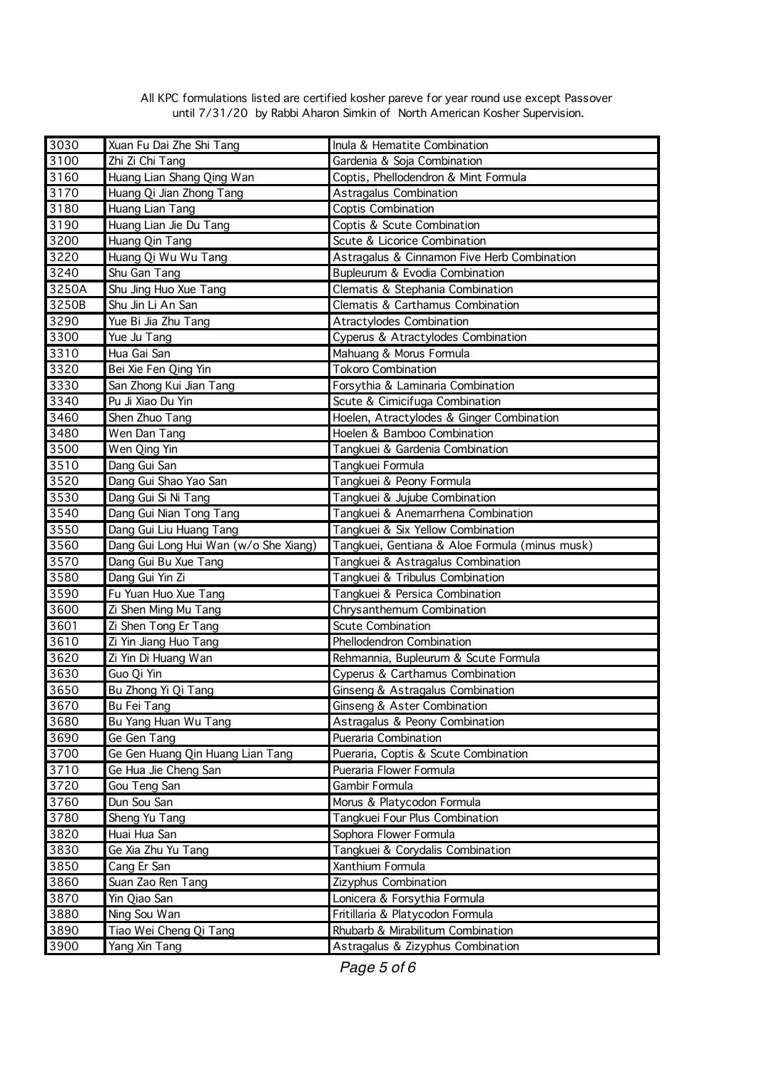All KPC formulations listed are certified kosher pareve for year round use except Passover until 7/31/20 by Rabbi Aharon Simkin of North American Kosher Supervision.

| | | |
|---|---|---|
| 3030 | Xuan Fu Dai Zhe Shi Tang | Inula & Hematite Combination |
| 3100 | Zhi Zi Chi Tang | Gardenia & Soja Combination |
| 3160 | Huang Lian Shang Qing Wan | Coptis, Phellodendron & Mint Formula |
| 3170 | Huang Qi Jian Zhong Tang | Astragalus Combination |
| 3180 | Huang Lian Tang | Coptis Combination |
| 3190 | Huang Lian Jie Du Tang | Coptis & Scute Combination |
| 3200 | Huang Qin Tang | Scute & Licorice Combination |
| 3220 | Huang Qi Wu Wu Tang | Astragalus & Cinnamon Five Herb Combination |
| 3240 | Shu Gan Tang | Bupleurum & Evodia Combination |
| 3250A | Shu Jing Huo Xue Tang | Clematis & Stephania Combination |
| 3250B | Shu Jin Li An San | Clematis & Carthamus Combination |
| 3290 | Yue Bi Jia Zhu Tang | Atractylodes Combination |
| 3300 | Yue Ju Tang | Cyperus & Atractylodes Combination |
| 3310 | Hua Gai San | Mahuang & Morus Formula |
| 3320 | Bei Xie Fen Qing Yin | Tokoro Combination |
| 3330 | San Zhong Kui Jian Tang | Forsythia & Laminaria Combination |
| 3340 | Pu Ji Xiao Du Yin | Scute & Cimicifuga Combination |
| 3460 | Shen Zhuo Tang | Hoelen, Atractylodes & Ginger Combination |
| 3480 | Wen Dan Tang | Hoelen & Bamboo Combination |
| 3500 | Wen Qing Yin | Tangkuei & Gardenia Combination |
| 3510 | Dang Gui San | Tangkuei Formula |
| 3520 | Dang Gui Shao Yao San | Tangkuei & Peony Formula |
| 3530 | Dang Gui Si Ni Tang | Tangkuei & Jujube Combination |
| 3540 | Dang Gui Nian Tong Tang | Tangkuei & Anemarrhena Combination |
| 3550 | Dang Gui Liu Huang Tang | Tangkuei & Six Yellow Combination |
| 3560 | Dang Gui Long Hui Wan (w/o She Xiang) | Tangkuei, Gentiana & Aloe Formula (minus musk) |
| 3570 | Dang Gui Bu Xue Tang | Tangkuei & Astragalus Combination |
| 3580 | Dang Gui Yin Zi | Tangkuei & Tribulus Combination |
| 3590 | Fu Yuan Huo Xue Tang | Tangkuei & Persica Combination |
| 3600 | Zi Shen Ming Mu Tang | Chrysanthemum Combination |
| 3601 | Zi Shen Tong Er Tang | Scute Combination |
| 3610 | Zi Yin Jiang Huo Tang | Phellodendron Combination |
| 3620 | Zi Yin Di Huang Wan | Rehmannia, Bupleurum & Scute Formula |
| 3630 | Guo Qi Yin | Cyperus & Carthamus Combination |
| 3650 | Bu Zhong Yi Qi Tang | Ginseng & Astragalus Combination |
| 3670 | Bu Fei Tang | Ginseng & Aster Combination |
| 3680 | Bu Yang Huan Wu Tang | Astragalus & Peony Combination |
| 3690 | Ge Gen Tang | Pueraria Combination |
| 3700 | Ge Gen Huang Qin Huang Lian Tang | Pueraria, Coptis & Scute Combination |
| 3710 | Ge Hua Jie Cheng San | Pueraria Flower Formula |
| 3720 | Gou Teng San | Gambir Formula |
| 3760 | Dun Sou San | Morus & Platycodon Formula |
| 3780 | Sheng Yu Tang | Tangkuei Four Plus Combination |
| 3820 | Huai Hua San | Sophora Flower Formula |
| 3830 | Ge Xia Zhu Yu Tang | Tangkuei & Corydalis Combination |
| 3850 | Cang Er San | Xanthium Formula |
| 3860 | Suan Zao Ren Tang | Zizyphus Combination |
| 3870 | Yin Qiao San | Lonicera & Forsythia Formula |
| 3880 | Ning Sou Wan | Fritillaria & Platycodon Formula |
| 3890 | Tiao Wei Cheng Qi Tang | Rhubarb & Mirabilitum Combination |
| 3900 | Yang Xin Tang | Astragalus & Zizyphus Combination |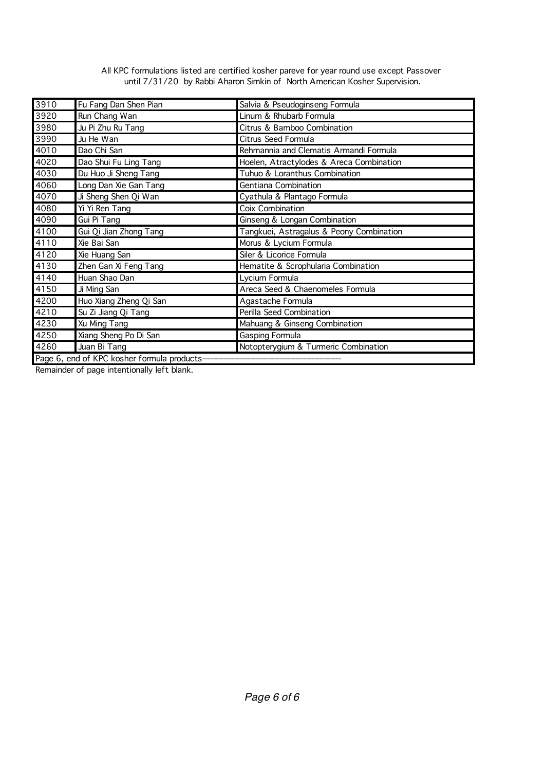All KPC formulations listed are certified kosher pareve for year round use except Passover until 7/31/20 by Rabbi Aharon Simkin of North American Kosher Supervision.

| | | |
|---|---|---|
| 3910 | Fu Fang Dan Shen Pian | Salvia & Pseudoginseng Formula |
| 3920 | Run Chang Wan | Linum & Rhubarb Formula |
| 3980 | Ju Pi Zhu Ru Tang | Citrus & Bamboo Combination |
| 3990 | Ju He Wan | Citrus Seed Formula |
| 4010 | Dao Chi San | Rehmannia and Clematis Armandi Formula |
| 4020 | Dao Shui Fu Ling Tang | Hoelen, Atractylodes & Areca Combination |
| 4030 | Du Huo Ji Sheng Tang | Tuhuo & Loranthus Combination |
| 4060 | Long Dan Xie Gan Tang | Gentiana Combination |
| 4070 | Ji Sheng Shen Qi Wan | Cyathula & Plantago Formula |
| 4080 | Yi Yi Ren Tang | Coix Combination |
| 4090 | Gui Pi Tang | Ginseng & Longan Combination |
| 4100 | Gui Qi Jian Zhong Tang | Tangkuei, Astragalus & Peony Combination |
| 4110 | Xie Bai San | Morus & Lycium Formula |
| 4120 | Xie Huang San | Siler & Licorice Formula |
| 4130 | Zhen Gan Xi Feng Tang | Hematite & Scrophularia Combination |
| 4140 | Huan Shao Dan | Lycium Formula |
| 4150 | Ji Ming San | Areca Seed & Chaenomeles Formula |
| 4200 | Huo Xiang Zheng Qi San | Agastache Formula |
| 4210 | Su Zi Jiang Qi Tang | Perilla Seed Combination |
| 4230 | Xu Ming Tang | Mahuang & Ginseng Combination |
| 4250 | Xiang Sheng Po Di San | Gasping Formula |
| 4260 | Juan Bi Tang | Notopterygium & Turmeric Combination |
| Page 6, end of KPC kosher formula products----------------------------------------------- | | |

Remainder of page intentionally left blank.